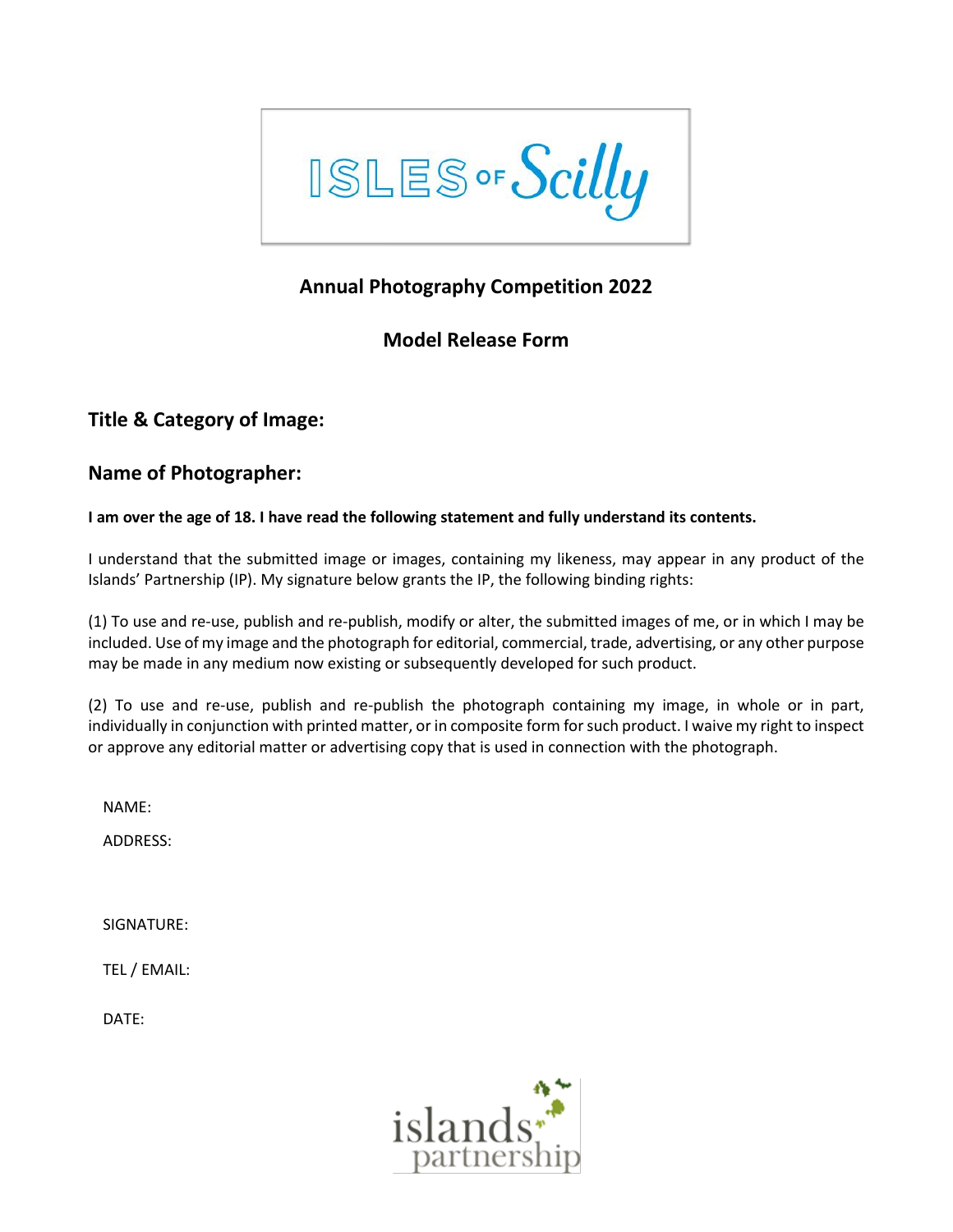ISLES OF Scilly

## Annual Photography Competition 2022

## Model Release Form

### Title & Category of Image:

### Name of Photographer:

**I am over the age of 18. I have read the following statement and fully understand its contents.**

I understand that the submitted image or images, containing my likeness, may appear in any product of the Islands' Partnership (IP). My signature below grants the IP, the following binding rights:

(1) To use and re-use, publish and re-publish, modify or alter, the submitted images of me, or in which I may be included. Use of my image and the photograph for editorial, commercial, trade, advertising, or any other purpose may be made in any medium now existing or subsequently developed for such product.

(2) To use and re-use, publish and re-publish the photograph containing my image, in whole or in part, individually in conjunction with printed matter, or in composite form for such product. I waive my right to inspect or approve any editorial matter or advertising copy that is used in connection with the photograph.

NAME:

ADDRESS:

SIGNATURE:

TEL / EMAIL:

DATE:

islands partnership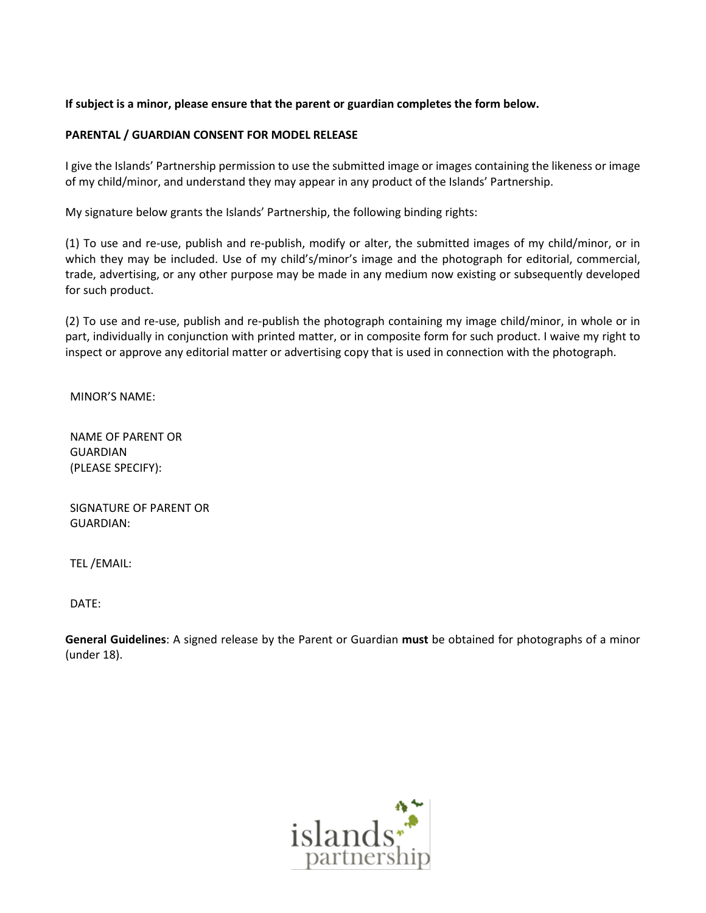**If subject is a minor, please ensure that the parent or guardian completes the form below.**

**PARENTAL / GUARDIAN CONSENT FOR MODEL RELEASE**

I give the Islands' Partnership permission to use the submitted image or images containing the likeness or image of my child/minor, and understand they may appear in any product of the Islands' Partnership.

My signature below grants the Islands' Partnership, the following binding rights:

(1) To use and re-use, publish and re-publish, modify or alter, the submitted images of my child/minor, or in which they may be included. Use of my child's/minor's image and the photograph for editorial, commercial, trade, advertising, or any other purpose may be made in any medium now existing or subsequently developed for such product.

(2) To use and re-use, publish and re-publish the photograph containing my image child/minor, in whole or in part, individually in conjunction with printed matter, or in composite form for such product. I waive my right to inspect or approve any editorial matter or advertising copy that is used in connection with the photograph.

MINOR'S NAME:

NAME OF PARENT OR GUARDIAN (PLEASE SPECIFY):

SIGNATURE OF PARENT OR GUARDIAN:

TEL /EMAIL:

DATE:

**General Guidelines**: A signed release by the Parent or Guardian **must** be obtained for photographs of a minor (under 18).

islands partnership